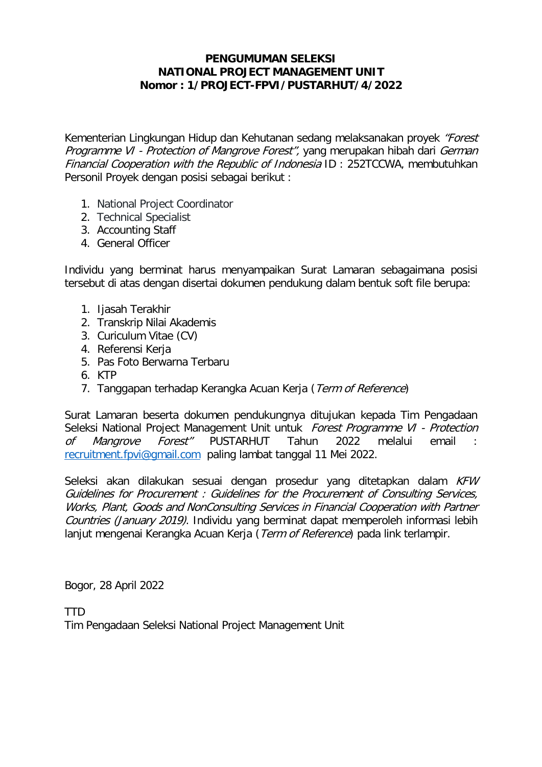**PENGUMUMAN SELEKSI**
**NATIONAL PROJECT MANAGEMENT UNIT**
**Nomor : 1/PROJECT-FPVI/PUSTARHUT/4/2022**

Kementerian Lingkungan Hidup dan Kehutanan sedang melaksanakan proyek *"Forest Programme VI - Protection of Mangrove Forest",* yang merupakan hibah dari *German Financial Cooperation with the Republic of Indonesia* ID : 252TCCWA, membutuhkan Personil Proyek dengan posisi sebagai berikut :

1. National Project Coordinator
2. Technical Specialist
3. Accounting Staff
4. General Officer

Individu yang berminat harus menyampaikan Surat Lamaran sebagaimana posisi tersebut di atas dengan disertai dokumen pendukung dalam bentuk soft file berupa:

1. Ijasah Terakhir
2. Transkrip Nilai Akademis
3. Curiculum Vitae (CV)
4. Referensi Kerja
5. Pas Foto Berwarna Terbaru
6. KTP
7. Tanggapan terhadap Kerangka Acuan Kerja (*Term of Reference*)

Surat Lamaran beserta dokumen pendukungnya ditujukan kepada Tim Pengadaan Seleksi National Project Management Unit untuk *Forest Programme VI - Protection of Mangrove Forest"* PUSTARHUT Tahun 2022 melalui email : recruitment.fpvi@gmail.com paling lambat tanggal 11 Mei 2022.

Seleksi akan dilakukan sesuai dengan prosedur yang ditetapkan dalam *KFW Guidelines for Procurement : Guidelines for the Procurement of Consulting Services, Works, Plant, Goods and NonConsulting Services in Financial Cooperation with Partner Countries (January 2019)*. Individu yang berminat dapat memperoleh informasi lebih lanjut mengenai Kerangka Acuan Kerja (*Term of Reference*) pada link terlampir.

Bogor, 28 April 2022

TTD
Tim Pengadaan Seleksi National Project Management Unit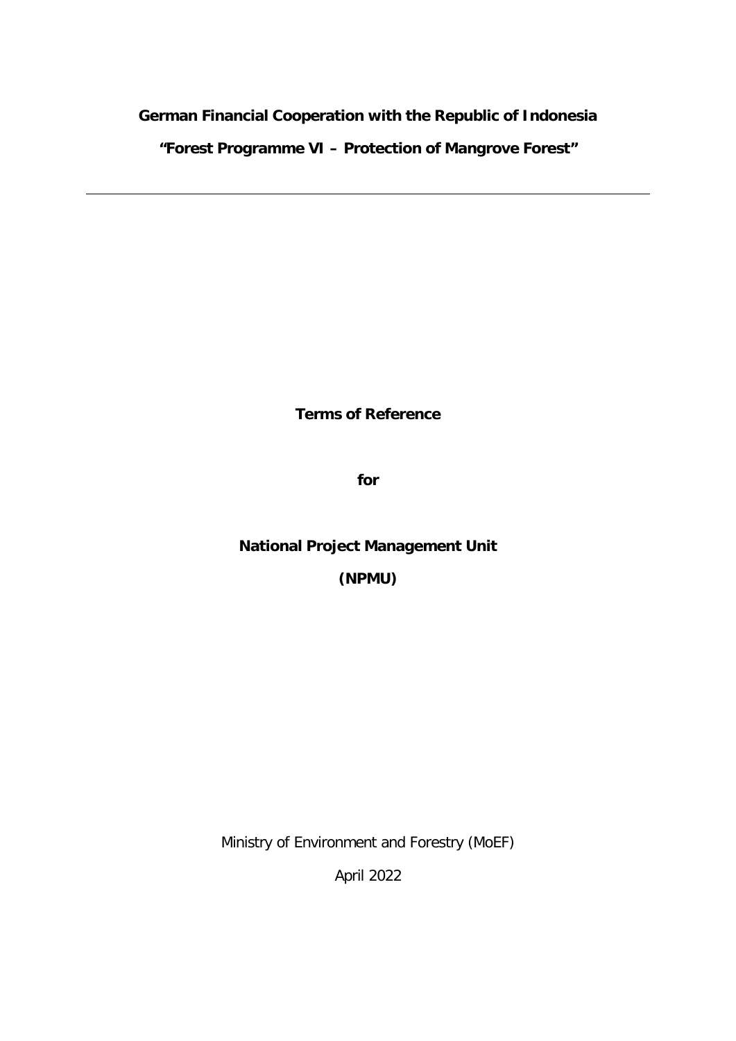**German Financial Cooperation with the Republic of Indonesia**

**"Forest Programme VI – Protection of Mangrove Forest"**

---

**Terms of Reference**

**for**

**National Project Management Unit**

**(NPMU)**

Ministry of Environment and Forestry (MoEF)

April 2022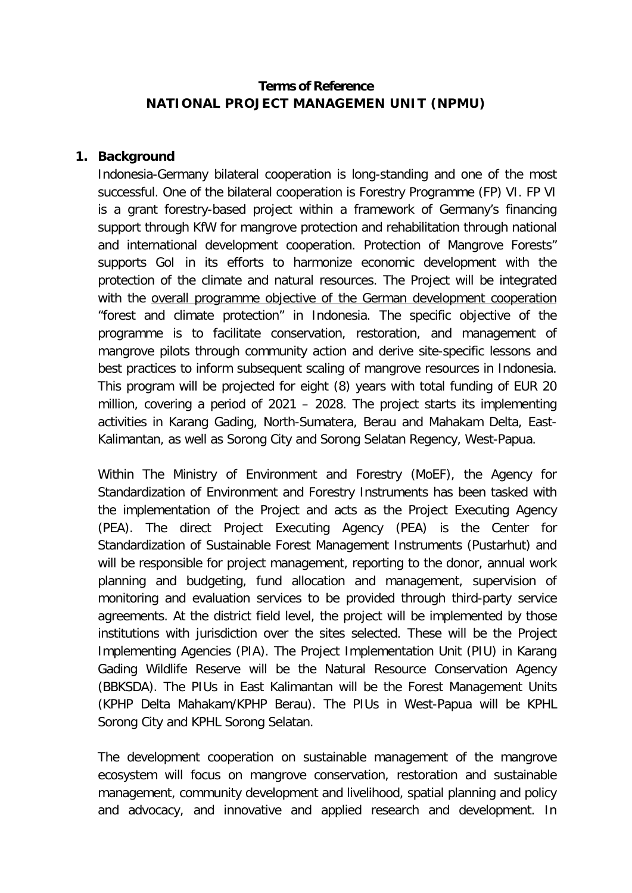**Terms of Reference**
**NATIONAL PROJECT MANAGEMEN UNIT (NPMU)**

## 1. Background

Indonesia-Germany bilateral cooperation is long-standing and one of the most successful. One of the bilateral cooperation is Forestry Programme (FP) VI. FP VI is a grant forestry-based project within a framework of Germany's financing support through KfW for mangrove protection and rehabilitation through national and international development cooperation. Protection of Mangrove Forests" supports GoI in its efforts to harmonize economic development with the protection of the climate and natural resources. The Project will be integrated with the overall programme objective of the German development cooperation "forest and climate protection" in Indonesia. The specific objective of the programme is to facilitate conservation, restoration, and management of mangrove pilots through community action and derive site-specific lessons and best practices to inform subsequent scaling of mangrove resources in Indonesia. This program will be projected for eight (8) years with total funding of EUR 20 million, covering a period of 2021 – 2028. The project starts its implementing activities in Karang Gading, North-Sumatera, Berau and Mahakam Delta, East-Kalimantan, as well as Sorong City and Sorong Selatan Regency, West-Papua.

Within The Ministry of Environment and Forestry (MoEF), the Agency for Standardization of Environment and Forestry Instruments has been tasked with the implementation of the Project and acts as the Project Executing Agency (PEA). The direct Project Executing Agency (PEA) is the Center for Standardization of Sustainable Forest Management Instruments (Pustarhut) and will be responsible for project management, reporting to the donor, annual work planning and budgeting, fund allocation and management, supervision of monitoring and evaluation services to be provided through third-party service agreements. At the district field level, the project will be implemented by those institutions with jurisdiction over the sites selected. These will be the Project Implementing Agencies (PIA). The Project Implementation Unit (PIU) in Karang Gading Wildlife Reserve will be the Natural Resource Conservation Agency (BBKSDA). The PIUs in East Kalimantan will be the Forest Management Units (KPHP Delta Mahakam/KPHP Berau). The PIUs in West-Papua will be KPHL Sorong City and KPHL Sorong Selatan.

The development cooperation on sustainable management of the mangrove ecosystem will focus on mangrove conservation, restoration and sustainable management, community development and livelihood, spatial planning and policy and advocacy, and innovative and applied research and development. In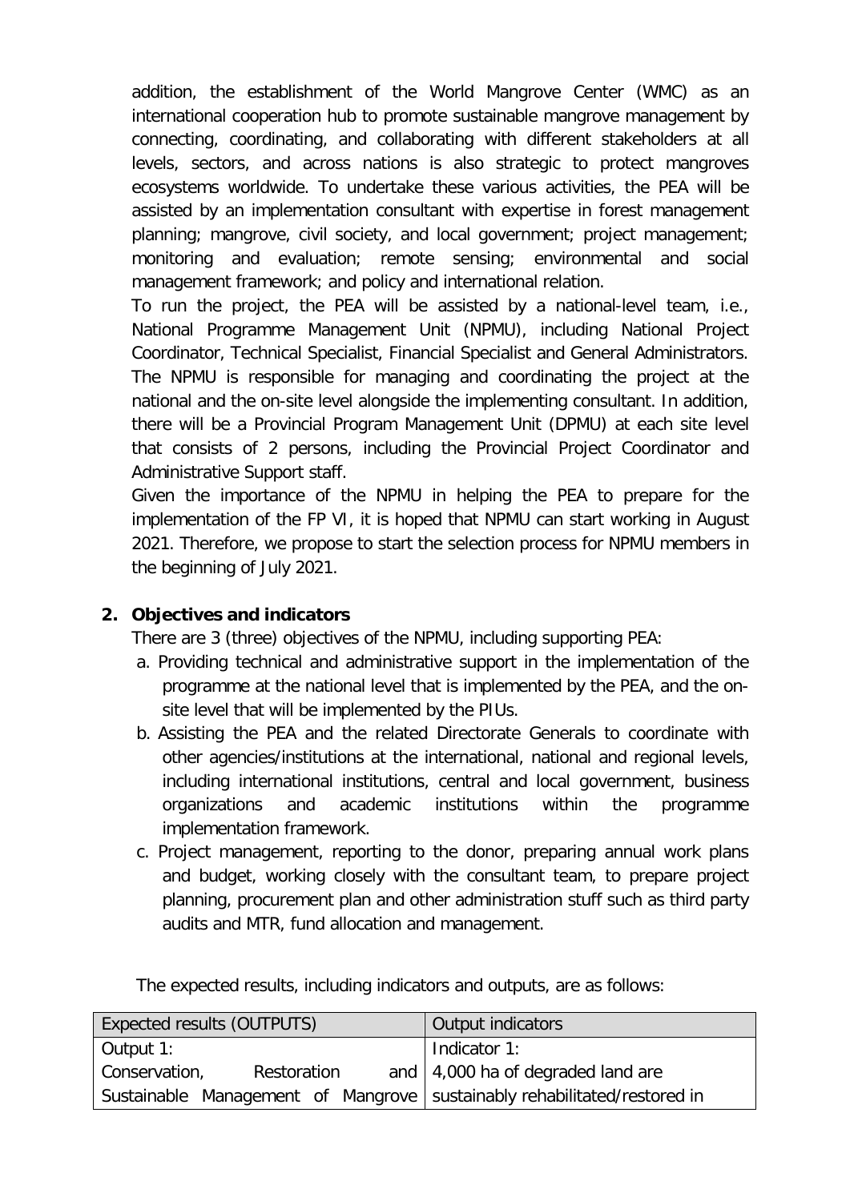addition, the establishment of the World Mangrove Center (WMC) as an international cooperation hub to promote sustainable mangrove management by connecting, coordinating, and collaborating with different stakeholders at all levels, sectors, and across nations is also strategic to protect mangroves ecosystems worldwide. To undertake these various activities, the PEA will be assisted by an implementation consultant with expertise in forest management planning; mangrove, civil society, and local government; project management; monitoring and evaluation; remote sensing; environmental and social management framework; and policy and international relation.

To run the project, the PEA will be assisted by a national-level team, i.e., National Programme Management Unit (NPMU), including National Project Coordinator, Technical Specialist, Financial Specialist and General Administrators. The NPMU is responsible for managing and coordinating the project at the national and the on-site level alongside the implementing consultant. In addition, there will be a Provincial Program Management Unit (DPMU) at each site level that consists of 2 persons, including the Provincial Project Coordinator and Administrative Support staff.

Given the importance of the NPMU in helping the PEA to prepare for the implementation of the FP VI, it is hoped that NPMU can start working in August 2021. Therefore, we propose to start the selection process for NPMU members in the beginning of July 2021.

## 2. Objectives and indicators

There are 3 (three) objectives of the NPMU, including supporting PEA:

a. Providing technical and administrative support in the implementation of the programme at the national level that is implemented by the PEA, and the on-site level that will be implemented by the PIUs.
b. Assisting the PEA and the related Directorate Generals to coordinate with other agencies/institutions at the international, national and regional levels, including international institutions, central and local government, business organizations and academic institutions within the programme implementation framework.
c. Project management, reporting to the donor, preparing annual work plans and budget, working closely with the consultant team, to prepare project planning, procurement plan and other administration stuff such as third party audits and MTR, fund allocation and management.

The expected results, including indicators and outputs, are as follows:

| Expected results (OUTPUTS) | Output indicators |
|---|---|
| Output 1:<br>Conservation, Restoration and Sustainable Management of Mangrove | Indicator 1:<br>4,000 ha of degraded land are sustainably rehabilitated/restored in |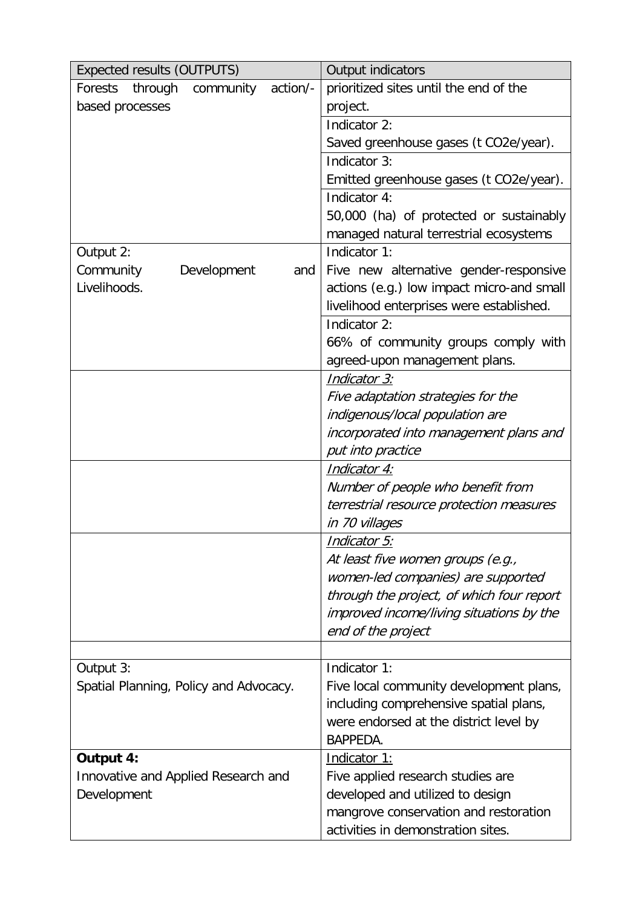| Expected results (OUTPUTS) | Output indicators |
| --- | --- |
| Forests through community action/-based processes | prioritized sites until the end of the project. |
| | Indicator 2: Saved greenhouse gases (t CO2e/year). |
| | Indicator 3: Emitted greenhouse gases (t CO2e/year). |
| | Indicator 4: 50,000 (ha) of protected or sustainably managed natural terrestrial ecosystems |
| Output 2: Community Development and Livelihoods. | Indicator 1: Five new alternative gender-responsive actions (e.g.) low impact micro-and small livelihood enterprises were established. |
| | Indicator 2: 66% of community groups comply with agreed-upon management plans. |
| | *Indicator 3:* *Five adaptation strategies for the indigenous/local population are incorporated into management plans and put into practice* |
| | *Indicator 4:* *Number of people who benefit from terrestrial resource protection measures in 70 villages* |
| | *Indicator 5:* *At least five women groups (e.g., women-led companies) are supported through the project, of which four report improved income/living situations by the end of the project* |
| | |
| Output 3: Spatial Planning, Policy and Advocacy. | Indicator 1: Five local community development plans, including comprehensive spatial plans, were endorsed at the district level by BAPPEDA. |
| **Output 4:** Innovative and Applied Research and Development | Indicator 1: Five applied research studies are developed and utilized to design mangrove conservation and restoration activities in demonstration sites. |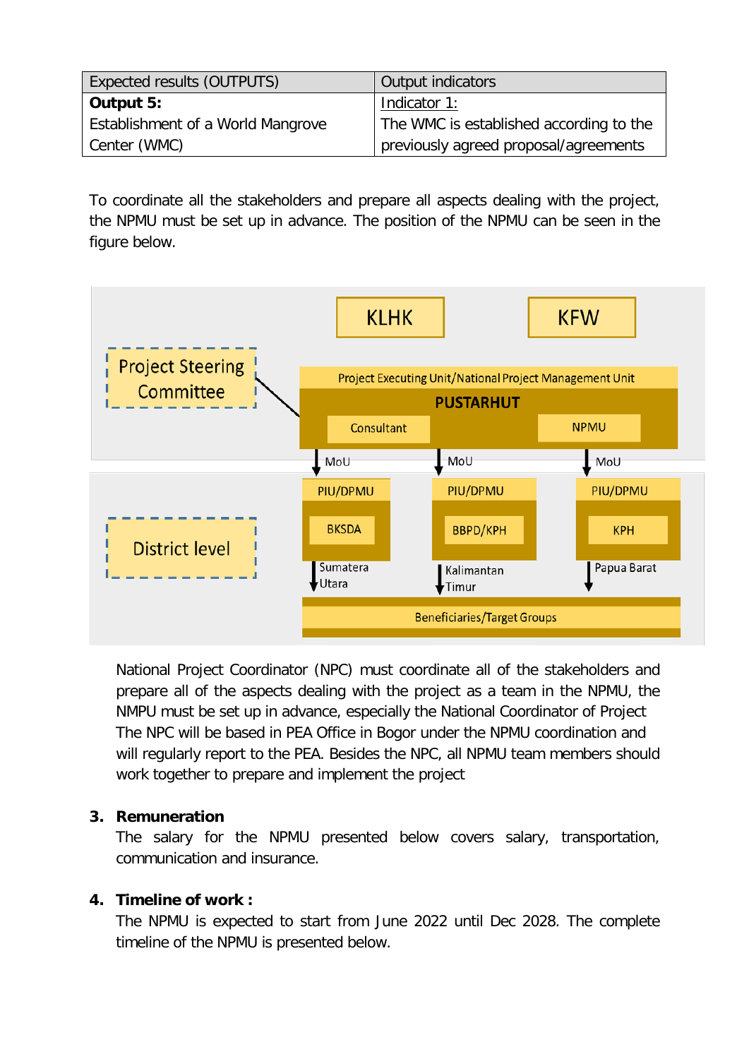| Expected results (OUTPUTS) | Output indicators |
|---|---|
| **Output 5:**<br>Establishment of a World Mangrove Center (WMC) | Indicator 1:<br>The WMC is established according to the previously agreed proposal/agreements |

To coordinate all the stakeholders and prepare all aspects dealing with the project, the NPMU must be set up in advance. The position of the NPMU can be seen in the figure below.

KLHK

KFW

Project Steering Committee

Project Executing Unit/National Project Management Unit

**PUSTARHUT**

Consultant

NPMU

MoU — MoU — MoU

District level

| PIU/DPMU | PIU/DPMU | PIU/DPMU |
|---|---|---|
| BKSDA | BBPD/KPH | KPH |
| Sumatera Utara | Kalimantan Timur | Papua Barat |

Beneficiaries/Target Groups

National Project Coordinator (NPC) must coordinate all of the stakeholders and prepare all of the aspects dealing with the project as a team in the NPMU, the NMPU must be set up in advance, especially the National Coordinator of Project The NPC will be based in PEA Office in Bogor under the NPMU coordination and will regularly report to the PEA. Besides the NPC, all NPMU team members should work together to prepare and implement the project

3. **Remuneration**

The salary for the NPMU presented below covers salary, transportation, communication and insurance.

4. **Timeline of work :**

The NPMU is expected to start from June 2022 until Dec 2028. The complete timeline of the NPMU is presented below.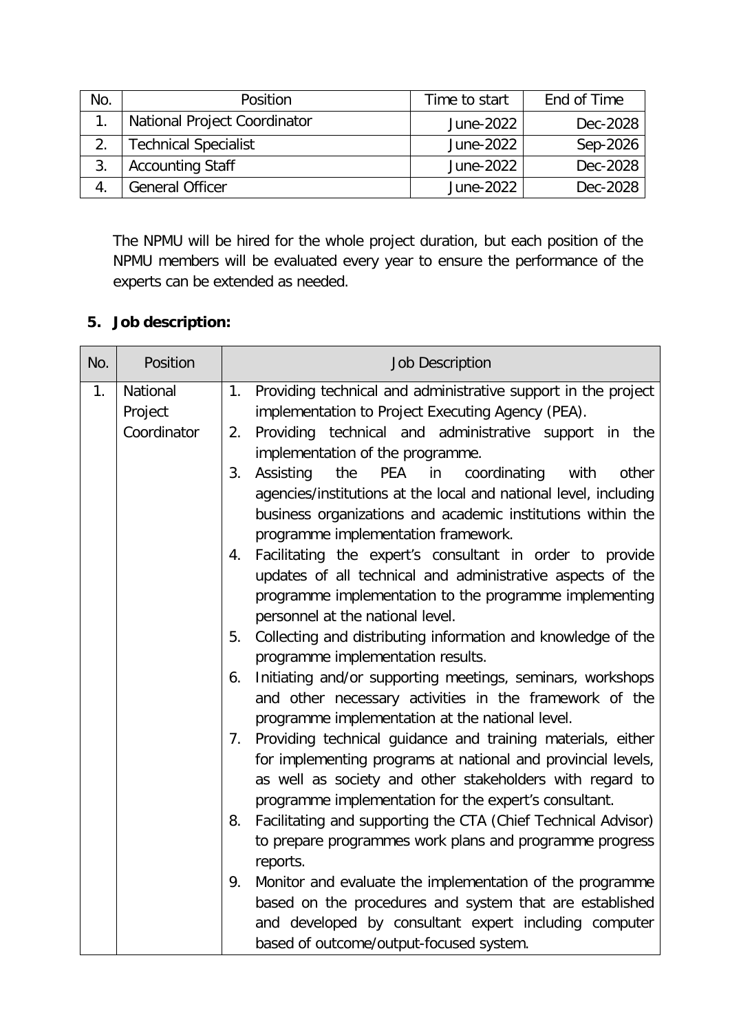| No. | Position | Time to start | End of Time |
| --- | --- | --- | --- |
| 1. | National Project Coordinator | June-2022 | Dec-2028 |
| 2. | Technical Specialist | June-2022 | Sep-2026 |
| 3. | Accounting Staff | June-2022 | Dec-2028 |
| 4. | General Officer | June-2022 | Dec-2028 |

The NPMU will be hired for the whole project duration, but each position of the NPMU members will be evaluated every year to ensure the performance of the experts can be extended as needed.

## 5. Job description:

| No. | Position | Job Description |
| --- | --- | --- |
| 1. | National Project Coordinator | 1. Providing technical and administrative support in the project implementation to Project Executing Agency (PEA).<br>2. Providing technical and administrative support in the implementation of the programme.<br>3. Assisting the PEA in coordinating with other agencies/institutions at the local and national level, including business organizations and academic institutions within the programme implementation framework.<br>4. Facilitating the expert's consultant in order to provide updates of all technical and administrative aspects of the programme implementation to the programme implementing personnel at the national level.<br>5. Collecting and distributing information and knowledge of the programme implementation results.<br>6. Initiating and/or supporting meetings, seminars, workshops and other necessary activities in the framework of the programme implementation at the national level.<br>7. Providing technical guidance and training materials, either for implementing programs at national and provincial levels, as well as society and other stakeholders with regard to programme implementation for the expert's consultant.<br>8. Facilitating and supporting the CTA (Chief Technical Advisor) to prepare programmes work plans and programme progress reports.<br>9. Monitor and evaluate the implementation of the programme based on the procedures and system that are established and developed by consultant expert including computer based of outcome/output-focused system. |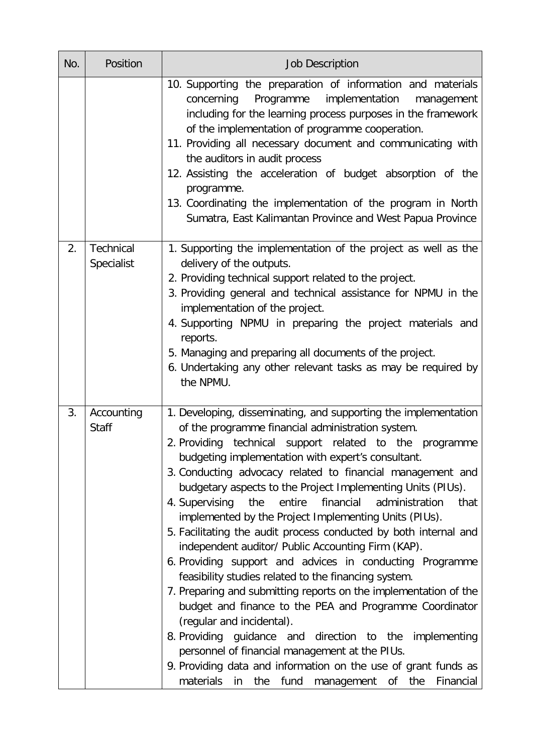| No. | Position | Job Description |
|---|---|---|
| | | 10. Supporting the preparation of information and materials concerning Programme implementation management including for the learning process purposes in the framework of the implementation of programme cooperation.<br>11. Providing all necessary document and communicating with the auditors in audit process<br>12. Assisting the acceleration of budget absorption of the programme.<br>13. Coordinating the implementation of the program in North Sumatra, East Kalimantan Province and West Papua Province |
| 2. | Technical Specialist | 1. Supporting the implementation of the project as well as the delivery of the outputs.<br>2. Providing technical support related to the project.<br>3. Providing general and technical assistance for NPMU in the implementation of the project.<br>4. Supporting NPMU in preparing the project materials and reports.<br>5. Managing and preparing all documents of the project.<br>6. Undertaking any other relevant tasks as may be required by the NPMU. |
| 3. | Accounting Staff | 1. Developing, disseminating, and supporting the implementation of the programme financial administration system.<br>2. Providing technical support related to the programme budgeting implementation with expert's consultant.<br>3. Conducting advocacy related to financial management and budgetary aspects to the Project Implementing Units (PIUs).<br>4. Supervising the entire financial administration that implemented by the Project Implementing Units (PIUs).<br>5. Facilitating the audit process conducted by both internal and independent auditor/ Public Accounting Firm (KAP).<br>6. Providing support and advices in conducting Programme feasibility studies related to the financing system.<br>7. Preparing and submitting reports on the implementation of the budget and finance to the PEA and Programme Coordinator (regular and incidental).<br>8. Providing guidance and direction to the implementing personnel of financial management at the PIUs.<br>9. Providing data and information on the use of grant funds as materials in the fund management of the Financial |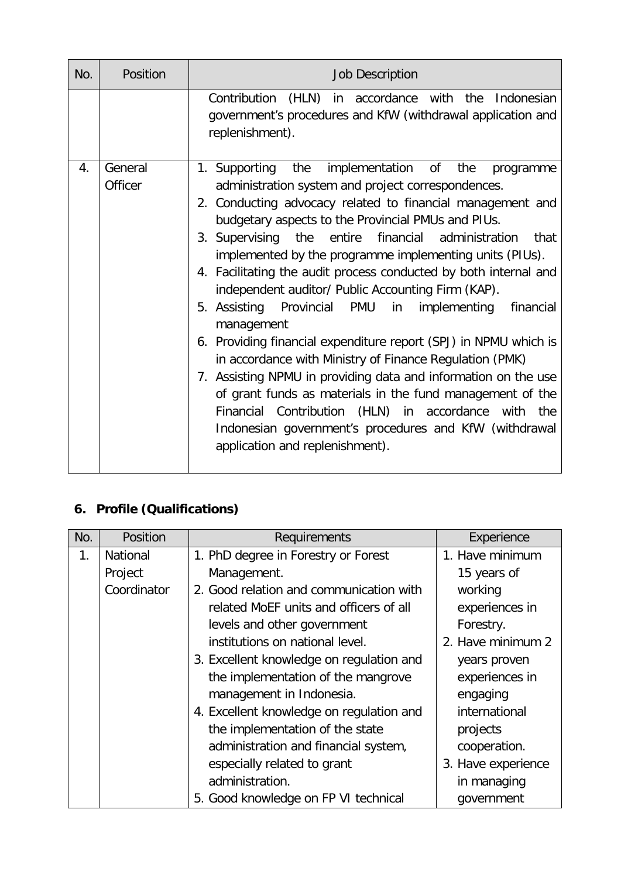| No. | Position | Job Description |
|---|---|---|
| | | Contribution (HLN) in accordance with the Indonesian government's procedures and KfW (withdrawal application and replenishment). |
| 4. | General Officer | 1. Supporting the implementation of the programme administration system and project correspondences.<br>2. Conducting advocacy related to financial management and budgetary aspects to the Provincial PMUs and PIUs.<br>3. Supervising the entire financial administration that implemented by the programme implementing units (PIUs).<br>4. Facilitating the audit process conducted by both internal and independent auditor/ Public Accounting Firm (KAP).<br>5. Assisting Provincial PMU in implementing financial management<br>6. Providing financial expenditure report (SPJ) in NPMU which is in accordance with Ministry of Finance Regulation (PMK)<br>7. Assisting NPMU in providing data and information on the use of grant funds as materials in the fund management of the Financial Contribution (HLN) in accordance with the Indonesian government's procedures and KfW (withdrawal application and replenishment). |

## 6. Profile (Qualifications)

| No. | Position | Requirements | Experience |
|---|---|---|---|
| 1. | National Project Coordinator | 1. PhD degree in Forestry or Forest Management.<br>2. Good relation and communication with related MoEF units and officers of all levels and other government institutions on national level.<br>3. Excellent knowledge on regulation and the implementation of the mangrove management in Indonesia.<br>4. Excellent knowledge on regulation and the implementation of the state administration and financial system, especially related to grant administration.<br>5. Good knowledge on FP VI technical | 1. Have minimum 15 years of working experiences in Forestry.<br>2. Have minimum 2 years proven experiences in engaging international projects cooperation.<br>3. Have experience in managing government |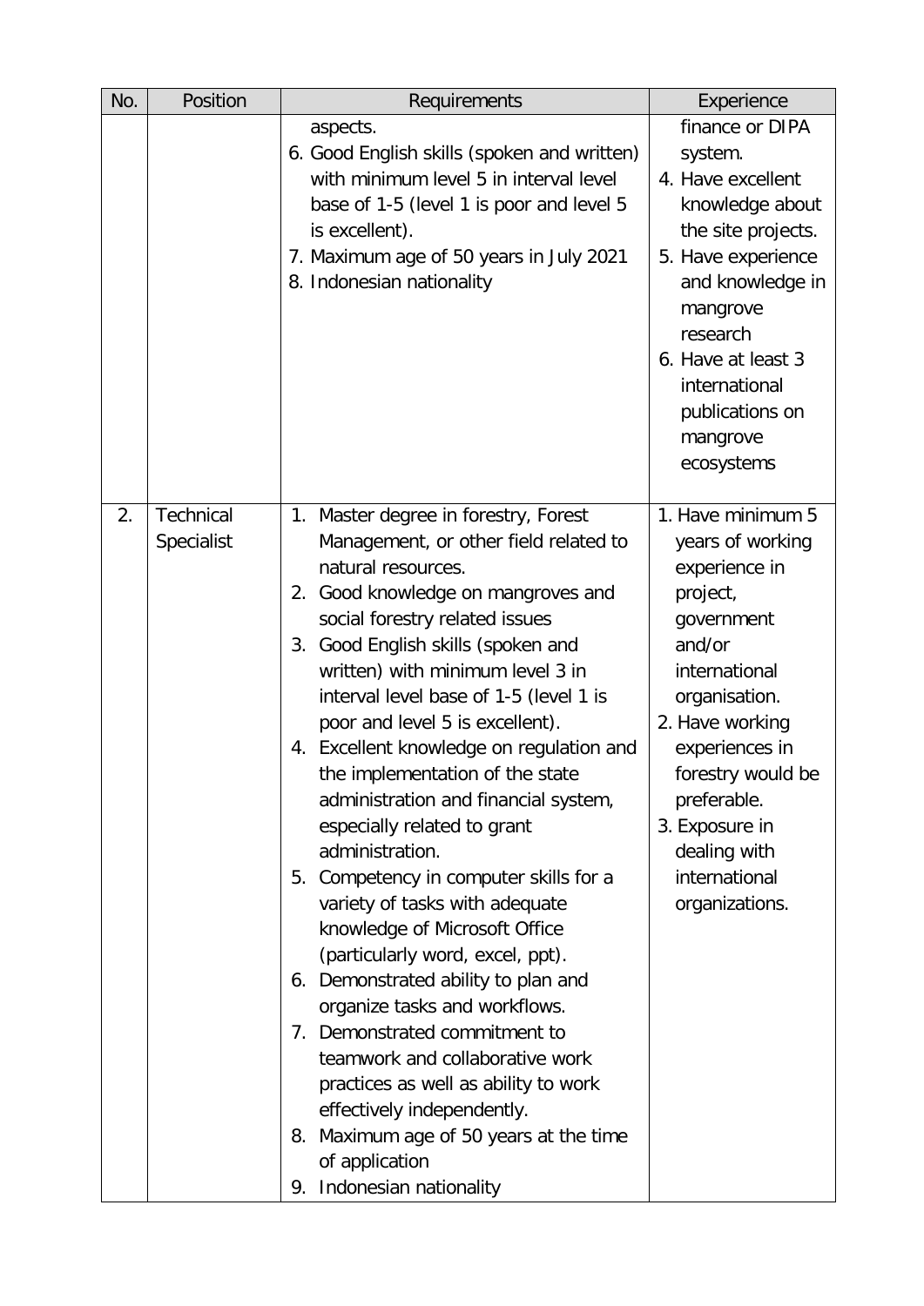| No. | Position | Requirements | Experience |
|---|---|---|---|
| | | aspects.<br>6. Good English skills (spoken and written) with minimum level 5 in interval level base of 1-5 (level 1 is poor and level 5 is excellent).<br>7. Maximum age of 50 years in July 2021<br>8. Indonesian nationality | finance or DIPA system.<br>4. Have excellent knowledge about the site projects.<br>5. Have experience and knowledge in mangrove research<br>6. Have at least 3 international publications on mangrove ecosystems |
| 2. | Technical Specialist | 1. Master degree in forestry, Forest Management, or other field related to natural resources.<br>2. Good knowledge on mangroves and social forestry related issues<br>3. Good English skills (spoken and written) with minimum level 3 in interval level base of 1-5 (level 1 is poor and level 5 is excellent).<br>4. Excellent knowledge on regulation and the implementation of the state administration and financial system, especially related to grant administration.<br>5. Competency in computer skills for a variety of tasks with adequate knowledge of Microsoft Office (particularly word, excel, ppt).<br>6. Demonstrated ability to plan and organize tasks and workflows.<br>7. Demonstrated commitment to teamwork and collaborative work practices as well as ability to work effectively independently.<br>8. Maximum age of 50 years at the time of application<br>9. Indonesian nationality | 1. Have minimum 5 years of working experience in project, government and/or international organisation.<br>2. Have working experiences in forestry would be preferable.<br>3. Exposure in dealing with international organizations. |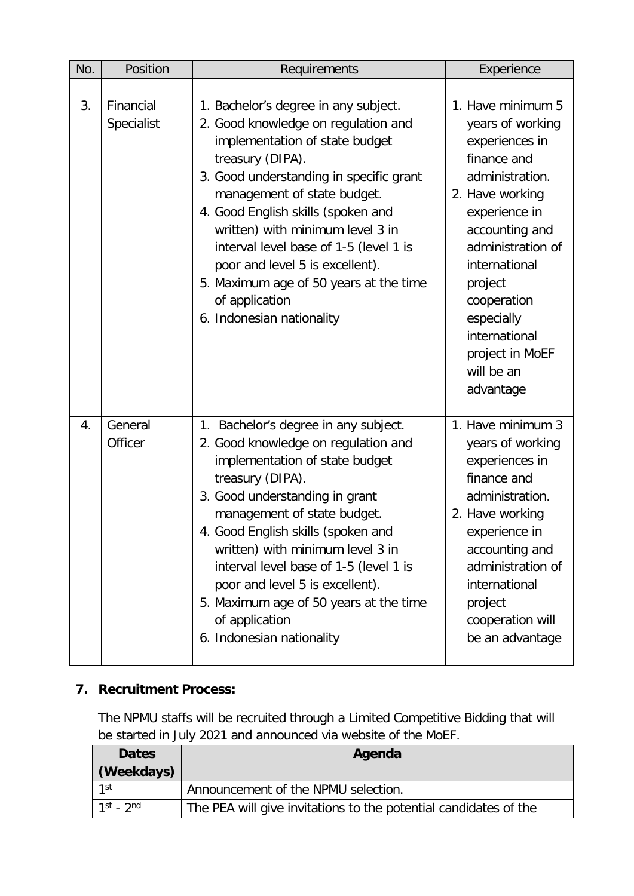| No. | Position | Requirements | Experience |
| --- | --- | --- | --- |
| | | | |
| 3. | Financial Specialist | 1. Bachelor's degree in any subject.<br>2. Good knowledge on regulation and implementation of state budget treasury (DIPA).<br>3. Good understanding in specific grant management of state budget.<br>4. Good English skills (spoken and written) with minimum level 3 in interval level base of 1-5 (level 1 is poor and level 5 is excellent).<br>5. Maximum age of 50 years at the time of application<br>6. Indonesian nationality | 1. Have minimum 5 years of working experiences in finance and administration.<br>2. Have working experience in accounting and administration of international project cooperation especially international project in MoEF will be an advantage |
| 4. | General Officer | 1. Bachelor's degree in any subject.<br>2. Good knowledge on regulation and implementation of state budget treasury (DIPA).<br>3. Good understanding in grant management of state budget.<br>4. Good English skills (spoken and written) with minimum level 3 in interval level base of 1-5 (level 1 is poor and level 5 is excellent).<br>5. Maximum age of 50 years at the time of application<br>6. Indonesian nationality | 1. Have minimum 3 years of working experiences in finance and administration.<br>2. Have working experience in accounting and administration of international project cooperation will be an advantage |

**7. Recruitment Process:**

The NPMU staffs will be recruited through a Limited Competitive Bidding that will be started in July 2021 and announced via website of the MoEF.

| Dates (Weekdays) | Agenda |
| --- | --- |
| 1st | Announcement of the NPMU selection. |
| 1st - 2nd | The PEA will give invitations to the potential candidates of the |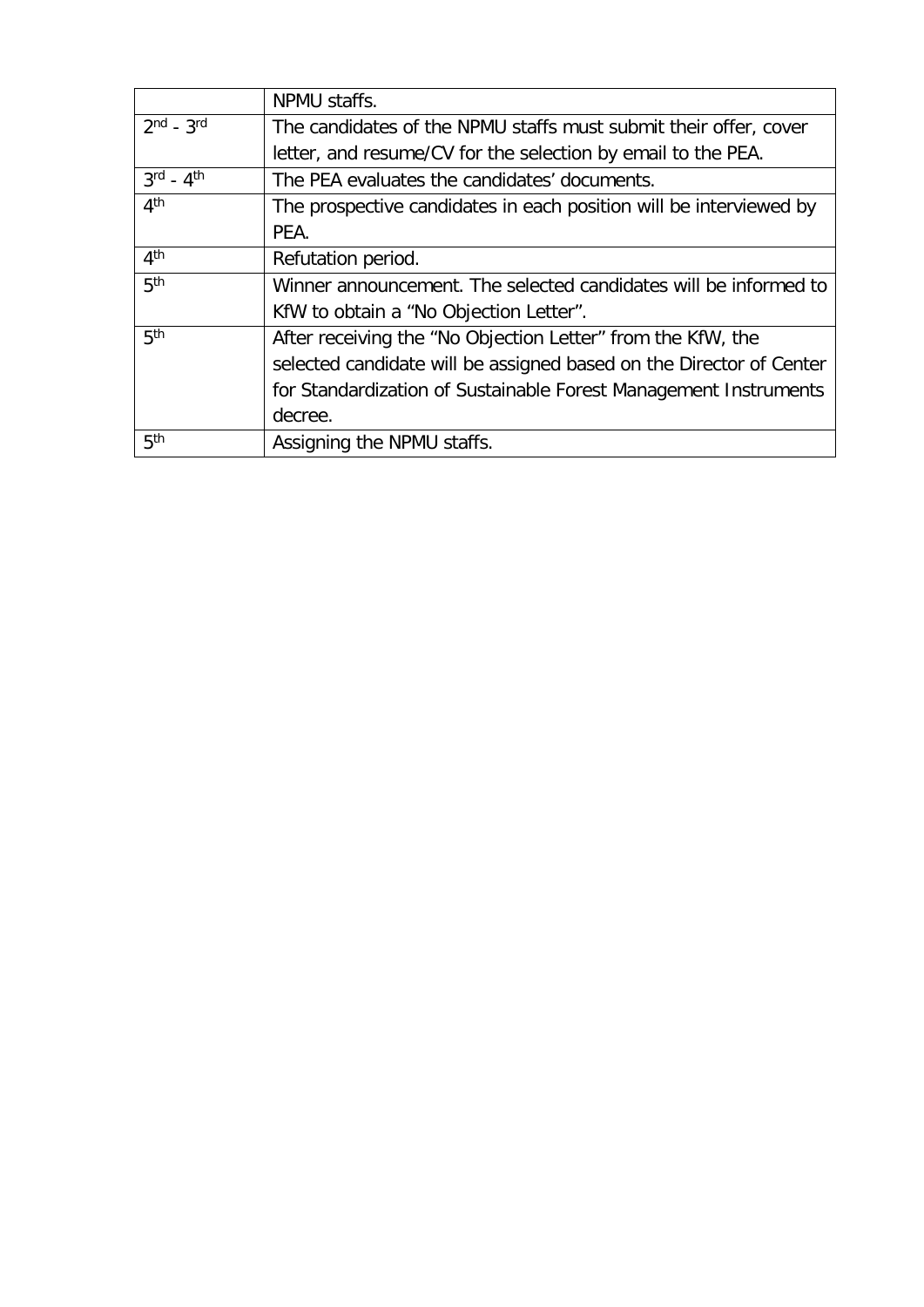| | |
|---|---|
| | NPMU staffs. |
| 2nd - 3rd | The candidates of the NPMU staffs must submit their offer, cover letter, and resume/CV for the selection by email to the PEA. |
| 3rd - 4th | The PEA evaluates the candidates' documents. |
| 4th | The prospective candidates in each position will be interviewed by PEA. |
| 4th | Refutation period. |
| 5th | Winner announcement. The selected candidates will be informed to KfW to obtain a "No Objection Letter". |
| 5th | After receiving the "No Objection Letter" from the KfW, the selected candidate will be assigned based on the Director of Center for Standardization of Sustainable Forest Management Instruments decree. |
| 5th | Assigning the NPMU staffs. |